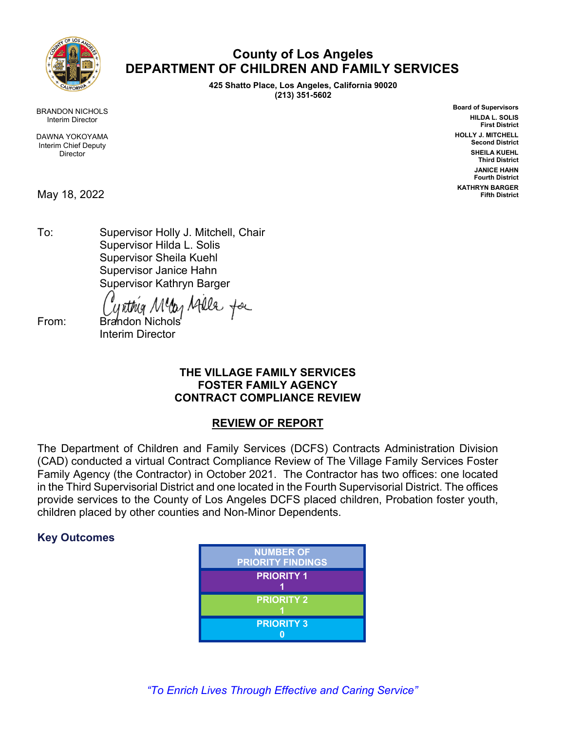# County of Los Angeles
# DEPARTMENT OF CHILDREN AND FAMILY SERVICES

**425 Shatto Place, Los Angeles, California 90020**
**(213) 351-5602**

BRANDON NICHOLS
Interim Director

DAWNA YOKOYAMA
Interim Chief Deputy Director

**Board of Supervisors**
**HILDA L. SOLIS**
**First District**
**HOLLY J. MITCHELL**
**Second District**
**SHEILA KUEHL**
**Third District**
**JANICE HAHN**
**Fourth District**
**KATHRYN BARGER**
**Fifth District**

May 18, 2022

To: Supervisor Holly J. Mitchell, Chair
Supervisor Hilda L. Solis
Supervisor Sheila Kuehl
Supervisor Janice Hahn
Supervisor Kathryn Barger

From: Brandon Nichols
Interim Director

Cynthia McCoy Miller for

## THE VILLAGE FAMILY SERVICES FOSTER FAMILY AGENCY CONTRACT COMPLIANCE REVIEW

## REVIEW OF REPORT

The Department of Children and Family Services (DCFS) Contracts Administration Division (CAD) conducted a virtual Contract Compliance Review of The Village Family Services Foster Family Agency (the Contractor) in October 2021. The Contractor has two offices: one located in the Third Supervisorial District and one located in the Fourth Supervisorial District. The offices provide services to the County of Los Angeles DCFS placed children, Probation foster youth, children placed by other counties and Non-Minor Dependents.

### Key Outcomes

| NUMBER OF PRIORITY FINDINGS |
| --- |
| PRIORITY 1<br>1 |
| PRIORITY 2<br>1 |
| PRIORITY 3<br>0 |

*"To Enrich Lives Through Effective and Caring Service"*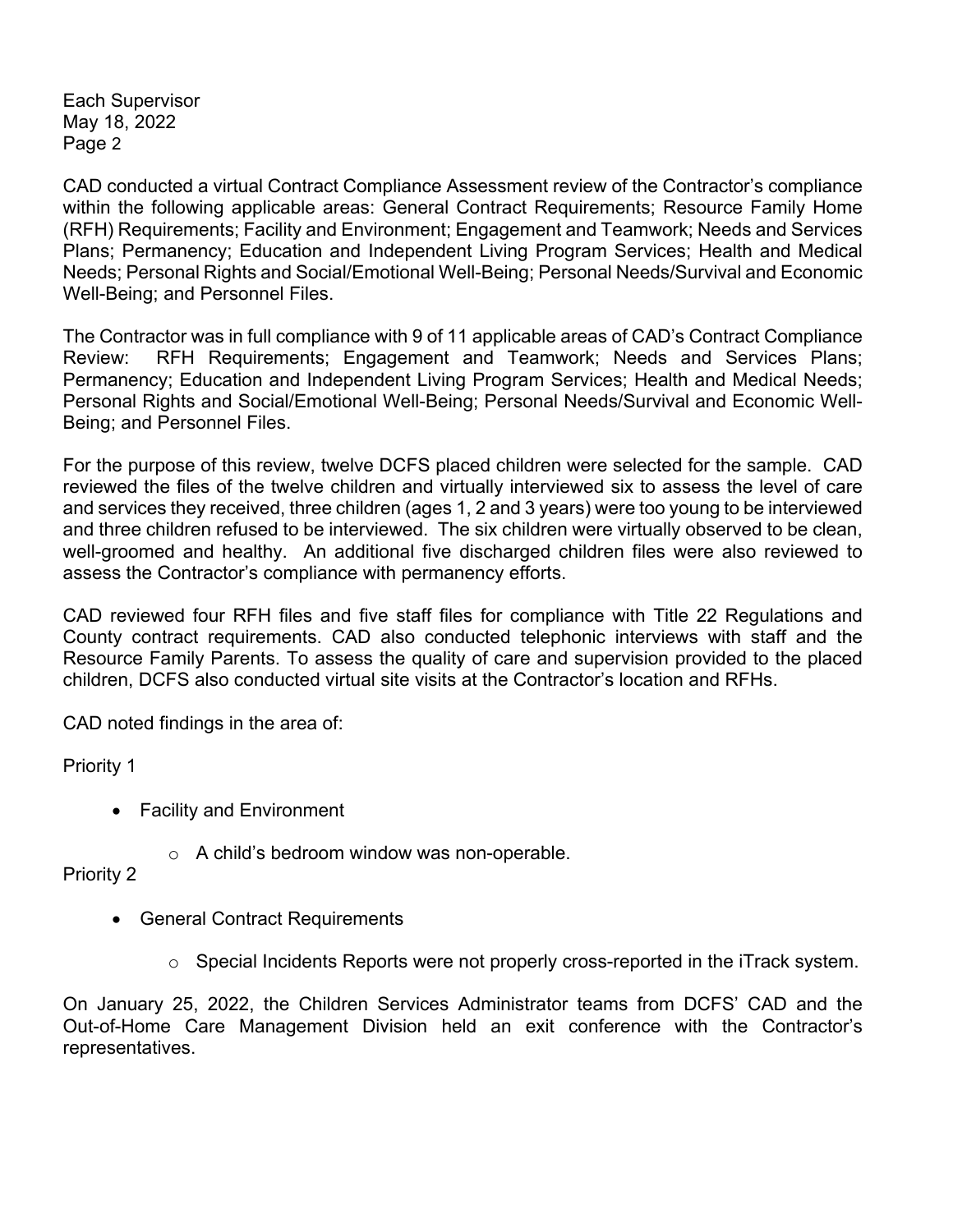CAD conducted a virtual Contract Compliance Assessment review of the Contractor's compliance within the following applicable areas: General Contract Requirements; Resource Family Home (RFH) Requirements; Facility and Environment; Engagement and Teamwork; Needs and Services Plans; Permanency; Education and Independent Living Program Services; Health and Medical Needs; Personal Rights and Social/Emotional Well-Being; Personal Needs/Survival and Economic Well-Being; and Personnel Files.

The Contractor was in full compliance with 9 of 11 applicable areas of CAD's Contract Compliance Review: RFH Requirements; Engagement and Teamwork; Needs and Services Plans; Permanency; Education and Independent Living Program Services; Health and Medical Needs; Personal Rights and Social/Emotional Well-Being; Personal Needs/Survival and Economic Well-Being; and Personnel Files.

For the purpose of this review, twelve DCFS placed children were selected for the sample. CAD reviewed the files of the twelve children and virtually interviewed six to assess the level of care and services they received, three children (ages 1, 2 and 3 years) were too young to be interviewed and three children refused to be interviewed. The six children were virtually observed to be clean, well-groomed and healthy. An additional five discharged children files were also reviewed to assess the Contractor's compliance with permanency efforts.

CAD reviewed four RFH files and five staff files for compliance with Title 22 Regulations and County contract requirements. CAD also conducted telephonic interviews with staff and the Resource Family Parents. To assess the quality of care and supervision provided to the placed children, DCFS also conducted virtual site visits at the Contractor's location and RFHs.

CAD noted findings in the area of:

Priority 1

- Facility and Environment
  - A child's bedroom window was non-operable.

Priority 2

- General Contract Requirements
  - Special Incidents Reports were not properly cross-reported in the iTrack system.

On January 25, 2022, the Children Services Administrator teams from DCFS' CAD and the Out-of-Home Care Management Division held an exit conference with the Contractor's representatives.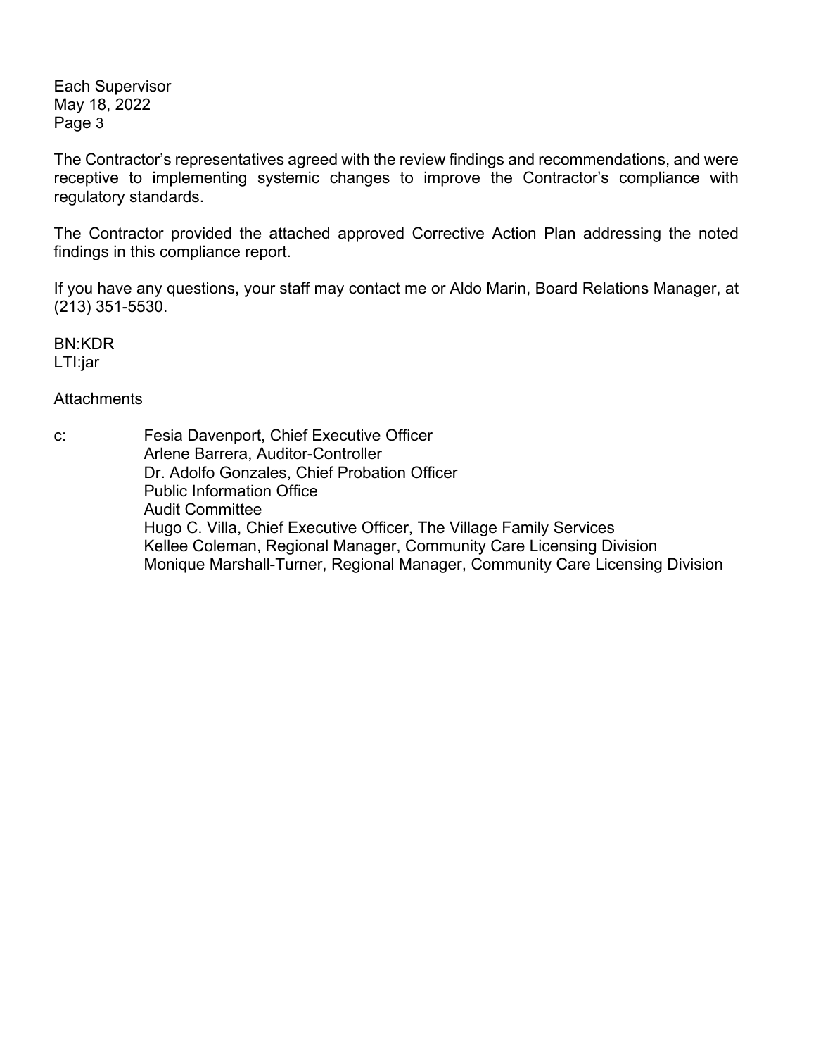The Contractor's representatives agreed with the review findings and recommendations, and were receptive to implementing systemic changes to improve the Contractor's compliance with regulatory standards.

The Contractor provided the attached approved Corrective Action Plan addressing the noted findings in this compliance report.

If you have any questions, your staff may contact me or Aldo Marin, Board Relations Manager, at (213) 351-5530.

BN:KDR
LTI:jar

Attachments

c: Fesia Davenport, Chief Executive Officer
Arlene Barrera, Auditor-Controller
Dr. Adolfo Gonzales, Chief Probation Officer
Public Information Office
Audit Committee
Hugo C. Villa, Chief Executive Officer, The Village Family Services
Kellee Coleman, Regional Manager, Community Care Licensing Division
Monique Marshall-Turner, Regional Manager, Community Care Licensing Division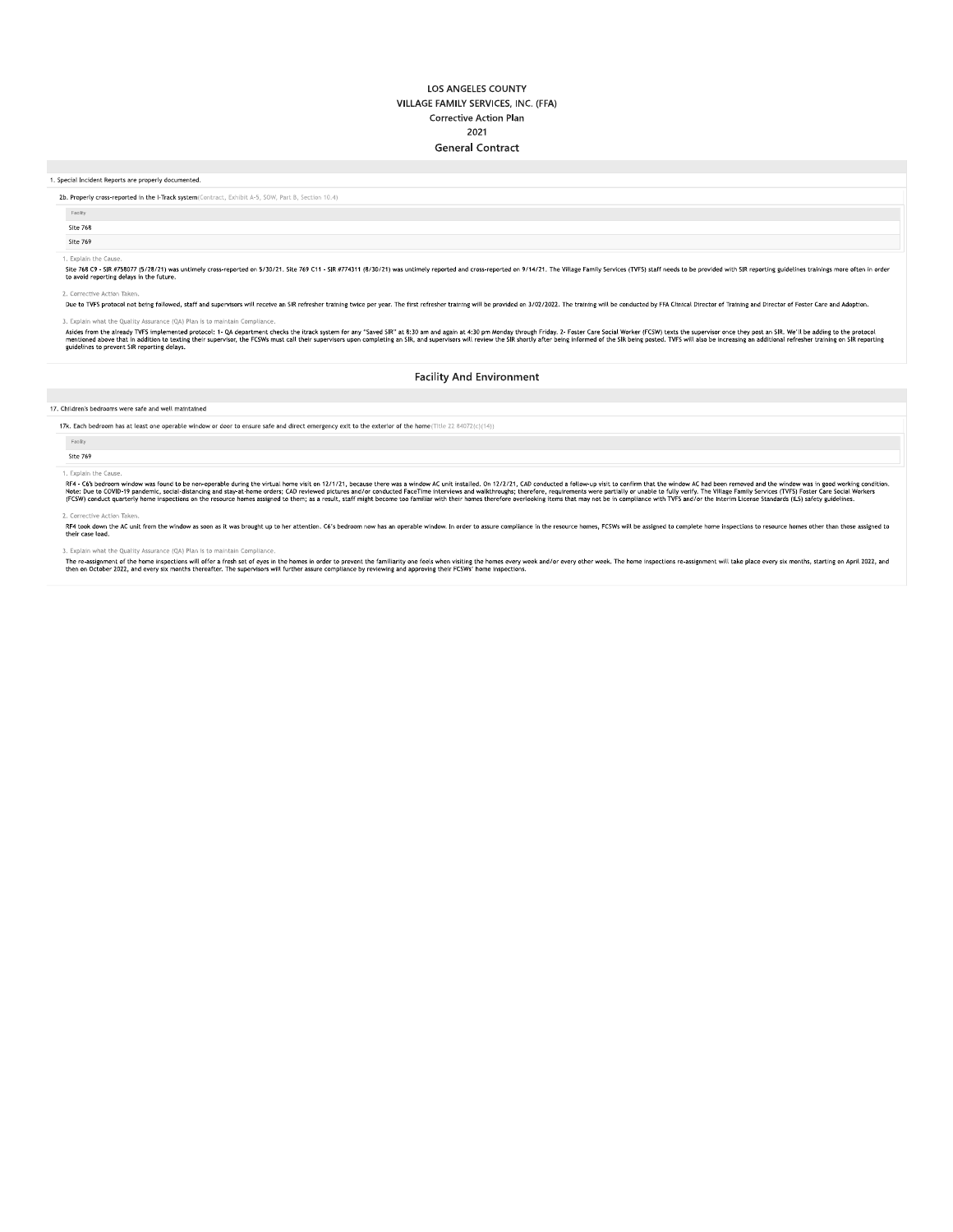# LOS ANGELES COUNTY

## VILLAGE FAMILY SERVICES, INC. (FFA)

## Corrective Action Plan

## 2021

## General Contract

1. Special Incident Reports are properly documented.

**2b. Properly cross-reported in the I-Track system** (Contract, Exhibit A-5, SOW, Part B, Section 10.4)

| Facility |
| --- |
| Site 768 |
| Site 769 |

1. Explain the Cause.

Site 768 C9 - SIR #758077 (5/28/21) was untimely cross-reported on 5/30/21. Site 769 C11 - SIR #774311 (8/30/21) was untimely reported and cross-reported on 9/14/21. The Village Family Services (TVFS) staff needs to be provided with SIR reporting guidelines trainings more often in order to avoid reporting delays in the future.

2. Corrective Action Taken.

Due to TVFS protocol not being followed, staff and supervisors will receive an SIR refresher training twice per year. The first refresher training will be provided on 3/02/2022. The training will be conducted by FFA Clinical Director of Training and Director of Foster Care and Adoption.

3. Explain what the Quality Assurance (QA) Plan is to maintain Compliance.

Asides from the already TVFS implemented protocol: 1- QA department checks the itrack system for any "Saved SIR" at 8:30 am and again at 4:30 pm Monday through Friday. 2- Foster Care Social Worker (FCSW) texts the supervisor once they post an SIR. We'll be adding to the protocol mentioned above that in addition to texting their supervisor, the FCSWs must call their supervisors upon completing an SIR, and supervisors will review the SIR shortly after being informed of the SIR being posted. TVFS will also be increasing an additional refresher training on SIR reporting guidelines to prevent SIR reporting delays.

## Facility And Environment

17. Children's bedrooms were safe and well maintained

**17k. Each bedroom has at least one operable window or door to ensure safe and direct emergency exit to the exterior of the home** (Title 22 84072(c)(14))

| Facility |
| --- |
| Site 769 |

1. Explain the Cause.

RF4 - C6's bedroom window was found to be non-operable during the virtual home visit on 12/1/21, because there was a window AC unit installed. On 12/2/21, CAD conducted a follow-up visit to confirm that the window AC had been removed and the window was in good working condition. Note: Due to COVID-19 pandemic, social-distancing and stay-at-home orders; CAD reviewed pictures and/or conducted FaceTime interviews and walkthroughs; therefore, requirements were partially or unable to fully verify. The Village Family Services (TVFS) Foster Care Social Workers (FCSW) conduct quarterly home inspections on the resource homes assigned to them; as a result, staff might become too familiar with their homes therefore overlooking items that may not be in compliance with TVFS and/or the Interim License Standards (ILS) safety guidelines.

2. Corrective Action Taken.

RF4 took down the AC unit from the window as soon as it was brought up to her attention. C6's bedroom now has an operable window. In order to assure compliance in the resource homes, FCSWs will be assigned to complete home inspections to resource homes other than those assigned to their case load.

3. Explain what the Quality Assurance (QA) Plan is to maintain Compliance.

The re-assignment of the home inspections will offer a fresh set of eyes in the homes in order to prevent the familiarity one feels when visiting the homes every week and/or every other week. The home inspections re-assignment will take place every six months, starting on April 2022, and then on October 2022, and every six months thereafter. The supervisors will further assure compliance by reviewing and approving their FCSWs' home inspections.